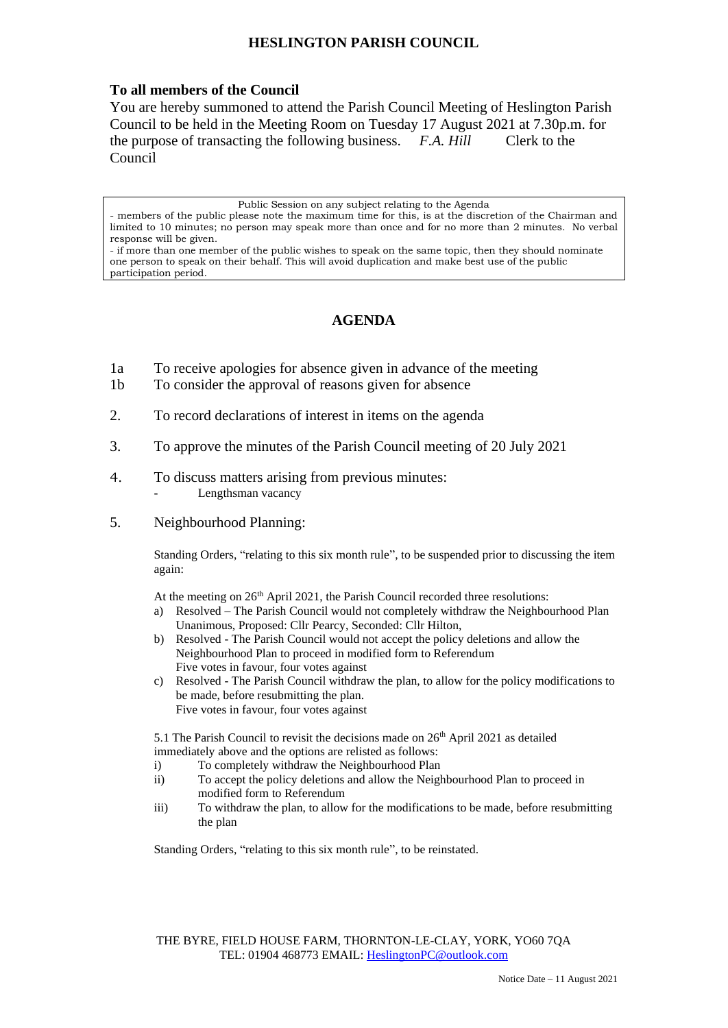# HESLINGTON PARISH COUNCIL

**To all members of the Council**

You are hereby summoned to attend the Parish Council Meeting of Heslington Parish Council to be held in the Meeting Room on Tuesday 17 August 2021 at 7.30p.m. for the purpose of transacting the following business. *F.A. Hill* Clerk to the Council

> Public Session on any subject relating to the Agenda
> - members of the public please note the maximum time for this, is at the discretion of the Chairman and limited to 10 minutes; no person may speak more than once and for no more than 2 minutes. No verbal response will be given.
> - if more than one member of the public wishes to speak on the same topic, then they should nominate one person to speak on their behalf. This will avoid duplication and make best use of the public participation period.

## AGENDA

1a To receive apologies for absence given in advance of the meeting

1b To consider the approval of reasons given for absence

2. To record declarations of interest in items on the agenda

3. To approve the minutes of the Parish Council meeting of 20 July 2021

4. To discuss matters arising from previous minutes:
   - Lengthsman vacancy

5. Neighbourhood Planning:

   Standing Orders, "relating to this six month rule", to be suspended prior to discussing the item again:

   At the meeting on 26th April 2021, the Parish Council recorded three resolutions:

   a) Resolved – The Parish Council would not completely withdraw the Neighbourhood Plan
      Unanimous, Proposed: Cllr Pearcy, Seconded: Cllr Hilton,

   b) Resolved - The Parish Council would not accept the policy deletions and allow the Neighbourhood Plan to proceed in modified form to Referendum
      Five votes in favour, four votes against

   c) Resolved - The Parish Council withdraw the plan, to allow for the policy modifications to be made, before resubmitting the plan.
      Five votes in favour, four votes against

   5.1 The Parish Council to revisit the decisions made on 26th April 2021 as detailed immediately above and the options are relisted as follows:

   i) To completely withdraw the Neighbourhood Plan

   ii) To accept the policy deletions and allow the Neighbourhood Plan to proceed in modified form to Referendum

   iii) To withdraw the plan, to allow for the modifications to be made, before resubmitting the plan

   Standing Orders, "relating to this six month rule", to be reinstated.

THE BYRE, FIELD HOUSE FARM, THORNTON-LE-CLAY, YORK, YO60 7QA
TEL: 01904 468773 EMAIL: HeslingtonPC@outlook.com

Notice Date – 11 August 2021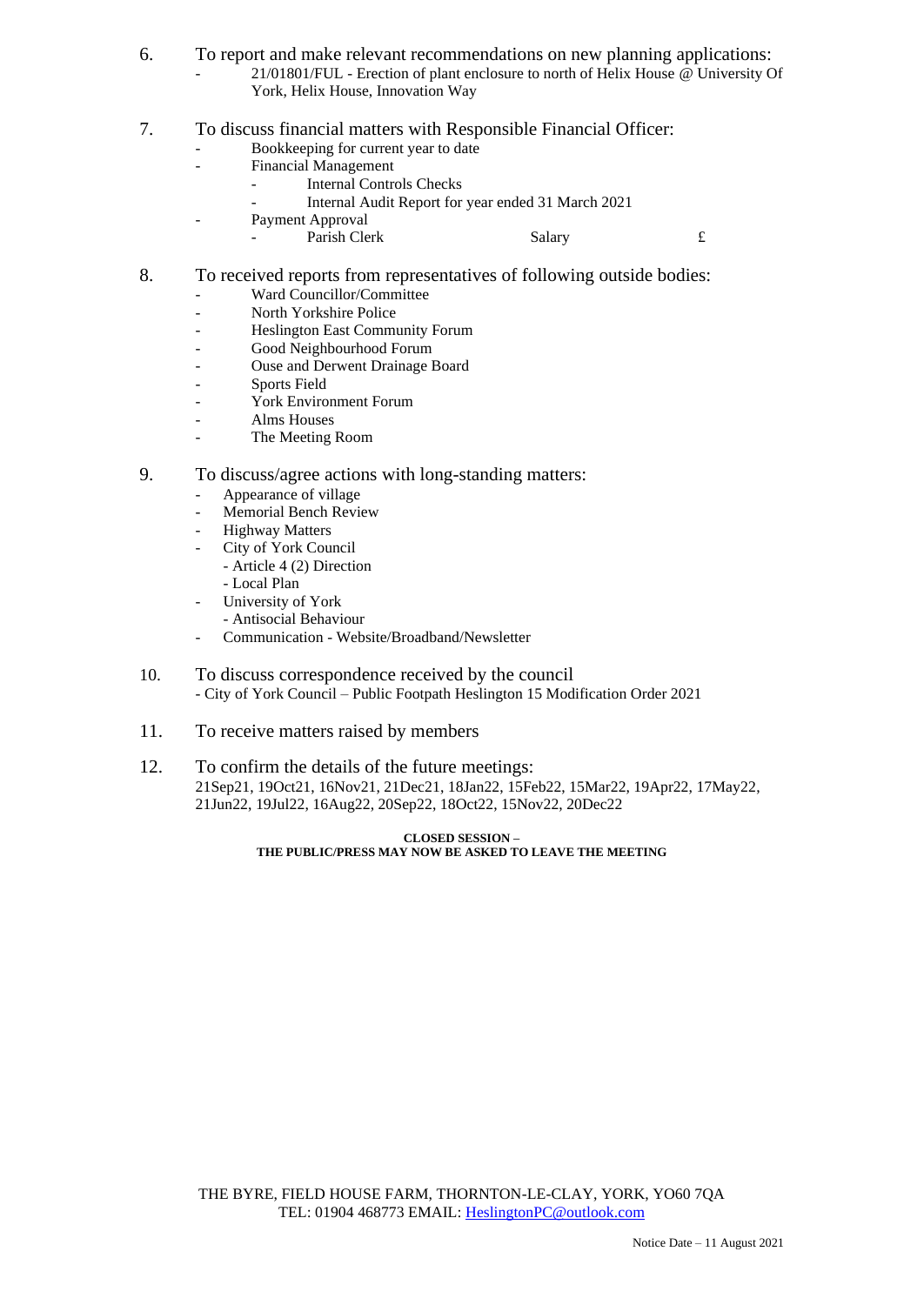6. To report and make relevant recommendations on new planning applications:
   - 21/01801/FUL - Erection of plant enclosure to north of Helix House @ University Of York, Helix House, Innovation Way

7. To discuss financial matters with Responsible Financial Officer:
   - Bookkeeping for current year to date
   - Financial Management
     - Internal Controls Checks
     - Internal Audit Report for year ended 31 March 2021
   - Payment Approval
     - Parish Clerk Salary £

8. To received reports from representatives of following outside bodies:
   - Ward Councillor/Committee
   - North Yorkshire Police
   - Heslington East Community Forum
   - Good Neighbourhood Forum
   - Ouse and Derwent Drainage Board
   - Sports Field
   - York Environment Forum
   - Alms Houses
   - The Meeting Room

9. To discuss/agree actions with long-standing matters:
   - Appearance of village
   - Memorial Bench Review
   - Highway Matters
   - City of York Council
     - Article 4 (2) Direction
     - Local Plan
   - University of York
     - Antisocial Behaviour
   - Communication - Website/Broadband/Newsletter

10. To discuss correspondence received by the council
    - City of York Council – Public Footpath Heslington 15 Modification Order 2021

11. To receive matters raised by members

12. To confirm the details of the future meetings:
    21Sep21, 19Oct21, 16Nov21, 21Dec21, 18Jan22, 15Feb22, 15Mar22, 19Apr22, 17May22, 21Jun22, 19Jul22, 16Aug22, 20Sep22, 18Oct22, 15Nov22, 20Dec22

**CLOSED SESSION –**
**THE PUBLIC/PRESS MAY NOW BE ASKED TO LEAVE THE MEETING**

THE BYRE, FIELD HOUSE FARM, THORNTON-LE-CLAY, YORK, YO60 7QA
TEL: 01904 468773 EMAIL: HeslingtonPC@outlook.com

Notice Date – 11 August 2021